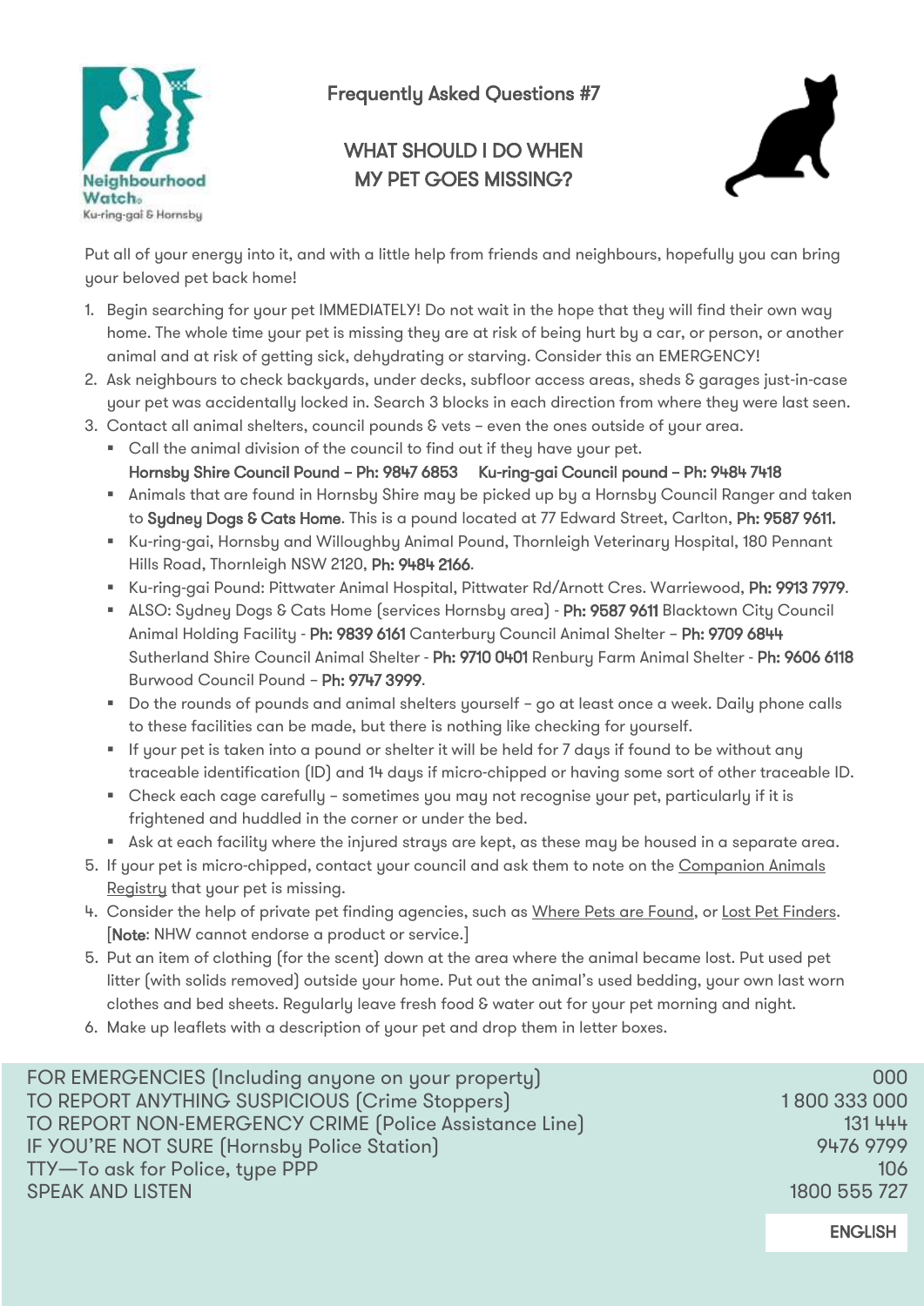Frequently Asked Questions #7

# WHAT SHOULD I DO WHEN MY PET GOES MISSING?

Put all of your energy into it, and with a little help from friends and neighbours, hopefully you can bring your beloved pet back home!

1. Begin searching for your pet IMMEDIATELY! Do not wait in the hope that they will find their own way home. The whole time your pet is missing they are at risk of being hurt by a car, or person, or another animal and at risk of getting sick, dehydrating or starving. Consider this an EMERGENCY!
2. Ask neighbours to check backyards, under decks, subfloor access areas, sheds & garages just-in-case your pet was accidentally locked in. Search 3 blocks in each direction from where they were last seen.
3. Contact all animal shelters, council pounds & vets – even the ones outside of your area.
   - Call the animal division of the council to find out if they have your pet.
     **Hornsby Shire Council Pound – Ph: 9847 6853** **Ku-ring-gai Council pound – Ph: 9484 7418**
   - Animals that are found in Hornsby Shire may be picked up by a Hornsby Council Ranger and taken to **Sydney Dogs & Cats Home**. This is a pound located at 77 Edward Street, Carlton, **Ph: 9587 9611.**
   - Ku-ring-gai, Hornsby and Willoughby Animal Pound, Thornleigh Veterinary Hospital, 180 Pennant Hills Road, Thornleigh NSW 2120, **Ph: 9484 2166**.
   - Ku-ring-gai Pound: Pittwater Animal Hospital, Pittwater Rd/Arnott Cres. Warriewood, **Ph: 9913 7979**.
   - ALSO: Sydney Dogs & Cats Home (services Hornsby area) - **Ph: 9587 9611** Blacktown City Council Animal Holding Facility - **Ph: 9839 6161** Canterbury Council Animal Shelter – **Ph: 9709 6844** Sutherland Shire Council Animal Shelter - **Ph: 9710 0401** Renbury Farm Animal Shelter - **Ph: 9606 6118** Burwood Council Pound – **Ph: 9747 3999**.
   - Do the rounds of pounds and animal shelters yourself – go at least once a week. Daily phone calls to these facilities can be made, but there is nothing like checking for yourself.
   - If your pet is taken into a pound or shelter it will be held for 7 days if found to be without any traceable identification (ID) and 14 days if micro-chipped or having some sort of other traceable ID.
   - Check each cage carefully – sometimes you may not recognise your pet, particularly if it is frightened and huddled in the corner or under the bed.
   - Ask at each facility where the injured strays are kept, as these may be housed in a separate area.

5. If your pet is micro-chipped, contact your council and ask them to note on the Companion Animals Registry that your pet is missing.

4. Consider the help of private pet finding agencies, such as Where Pets are Found, or Lost Pet Finders. [**Note**: NHW cannot endorse a product or service.]

5. Put an item of clothing (for the scent) down at the area where the animal became lost. Put used pet litter (with solids removed) outside your home. Put out the animal's used bedding, your own last worn clothes and bed sheets. Regularly leave fresh food & water out for your pet morning and night.

6. Make up leaflets with a description of your pet and drop them in letter boxes.

| | |
|---|---|
| FOR EMERGENCIES (Including anyone on your property) | 000 |
| TO REPORT ANYTHING SUSPICIOUS (Crime Stoppers) | 1 800 333 000 |
| TO REPORT NON-EMERGENCY CRIME (Police Assistance Line) | 131 444 |
| IF YOU'RE NOT SURE (Hornsby Police Station) | 9476 9799 |
| TTY—To ask for Police, type PPP | 106 |
| SPEAK AND LISTEN | 1800 555 727 |

ENGLISH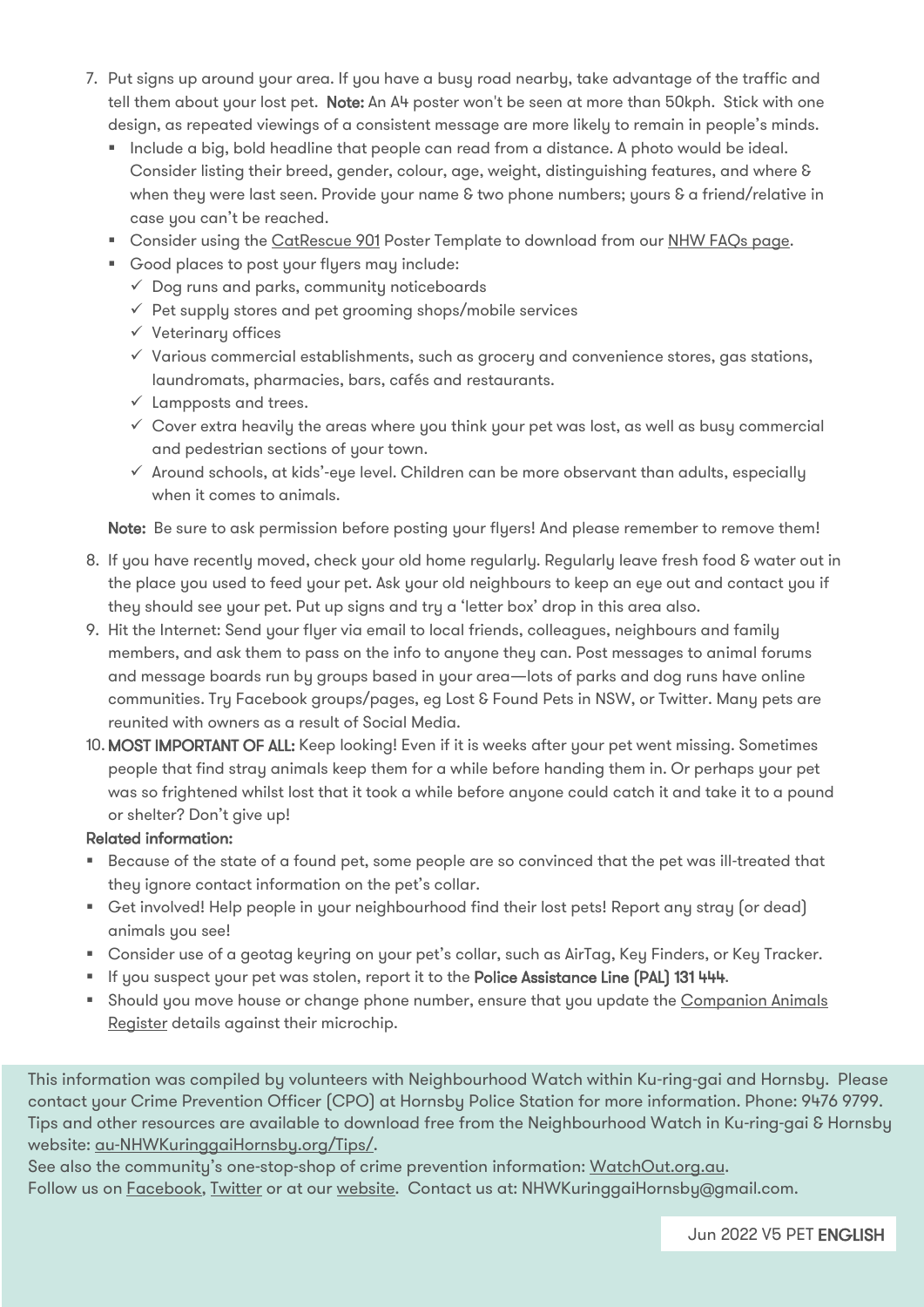7. Put signs up around your area. If you have a busy road nearby, take advantage of the traffic and tell them about your lost pet. **Note:** An A4 poster won't be seen at more than 50kph. Stick with one design, as repeated viewings of a consistent message are more likely to remain in people's minds.
   - Include a big, bold headline that people can read from a distance. A photo would be ideal. Consider listing their breed, gender, colour, age, weight, distinguishing features, and where & when they were last seen. Provide your name & two phone numbers; yours & a friend/relative in case you can't be reached.
   - Consider using the CatRescue 901 Poster Template to download from our NHW FAQs page.
   - Good places to post your flyers may include:
     - ✓ Dog runs and parks, community noticeboards
     - ✓ Pet supply stores and pet grooming shops/mobile services
     - ✓ Veterinary offices
     - ✓ Various commercial establishments, such as grocery and convenience stores, gas stations, laundromats, pharmacies, bars, cafés and restaurants.
     - ✓ Lampposts and trees.
     - ✓ Cover extra heavily the areas where you think your pet was lost, as well as busy commercial and pedestrian sections of your town.
     - ✓ Around schools, at kids'-eye level. Children can be more observant than adults, especially when it comes to animals.

   **Note:** Be sure to ask permission before posting your flyers! And please remember to remove them!

8. If you have recently moved, check your old home regularly. Regularly leave fresh food & water out in the place you used to feed your pet. Ask your old neighbours to keep an eye out and contact you if they should see your pet. Put up signs and try a 'letter box' drop in this area also.
9. Hit the Internet: Send your flyer via email to local friends, colleagues, neighbours and family members, and ask them to pass on the info to anyone they can. Post messages to animal forums and message boards run by groups based in your area—lots of parks and dog runs have online communities. Try Facebook groups/pages, eg Lost & Found Pets in NSW, or Twitter. Many pets are reunited with owners as a result of Social Media.
10. **MOST IMPORTANT OF ALL:** Keep looking! Even if it is weeks after your pet went missing. Sometimes people that find stray animals keep them for a while before handing them in. Or perhaps your pet was so frightened whilst lost that it took a while before anyone could catch it and take it to a pound or shelter? Don't give up!

**Related information:**

- Because of the state of a found pet, some people are so convinced that the pet was ill-treated that they ignore contact information on the pet's collar.
- Get involved! Help people in your neighbourhood find their lost pets! Report any stray (or dead) animals you see!
- Consider use of a geotag keyring on your pet's collar, such as AirTag, Key Finders, or Key Tracker.
- If you suspect your pet was stolen, report it to the **Police Assistance Line (PAL) 131 444**.
- Should you move house or change phone number, ensure that you update the Companion Animals Register details against their microchip.

This information was compiled by volunteers with Neighbourhood Watch within Ku-ring-gai and Hornsby. Please contact your Crime Prevention Officer (CPO) at Hornsby Police Station for more information. Phone: 9476 9799. Tips and other resources are available to download free from the Neighbourhood Watch in Ku-ring-gai & Hornsby website: au-NHWKuringgaiHornsby.org/Tips/.
See also the community's one-stop-shop of crime prevention information: WatchOut.org.au.
Follow us on Facebook, Twitter or at our website. Contact us at: NHWKuringgaiHornsby@gmail.com.

Jun 2022 V5 PET **ENGLISH**